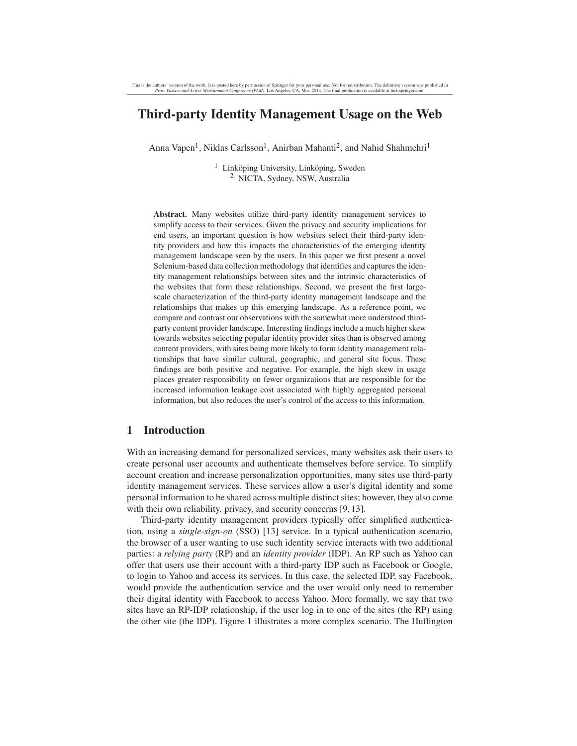# Third-party Identity Management Usage on the Web

Anna Vapen[1], Niklas Carlsson[1], Anirban Mahanti[2], and Nahid Shahmehri[1]

[1] Linköping University, Linköping, Sweden
[2] NICTA, Sydney, NSW, Australia

**Abstract.** Many websites utilize third-party identity management services to simplify access to their services. Given the privacy and security implications for end users, an important question is how websites select their third-party identity providers and how this impacts the characteristics of the emerging identity management landscape seen by the users. In this paper we first present a novel Selenium-based data collection methodology that identifies and captures the identity management relationships between sites and the intrinsic characteristics of the websites that form these relationships. Second, we present the first large-scale characterization of the third-party identity management landscape and the relationships that makes up this emerging landscape. As a reference point, we compare and contrast our observations with the somewhat more understood third-party content provider landscape. Interesting findings include a much higher skew towards websites selecting popular identity provider sites than is observed among content providers, with sites being more likely to form identity management relationships that have similar cultural, geographic, and general site focus. These findings are both positive and negative. For example, the high skew in usage places greater responsibility on fewer organizations that are responsible for the increased information leakage cost associated with highly aggregated personal information, but also reduces the user's control of the access to this information.

## 1 Introduction

With an increasing demand for personalized services, many websites ask their users to create personal user accounts and authenticate themselves before service. To simplify account creation and increase personalization opportunities, many sites use third-party identity management services. These services allow a user's digital identity and some personal information to be shared across multiple distinct sites; however, they also come with their own reliability, privacy, and security concerns [9, 13].

Third-party identity management providers typically offer simplified authentication, using a *single-sign-on* (SSO) [13] service. In a typical authentication scenario, the browser of a user wanting to use such identity service interacts with two additional parties: a *relying party* (RP) and an *identity provider* (IDP). An RP such as Yahoo can offer that users use their account with a third-party IDP such as Facebook or Google, to login to Yahoo and access its services. In this case, the selected IDP, say Facebook, would provide the authentication service and the user would only need to remember their digital identity with Facebook to access Yahoo. More formally, we say that two sites have an RP-IDP relationship, if the user log in to one of the sites (the RP) using the other site (the IDP). Figure 1 illustrates a more complex scenario. The Huffington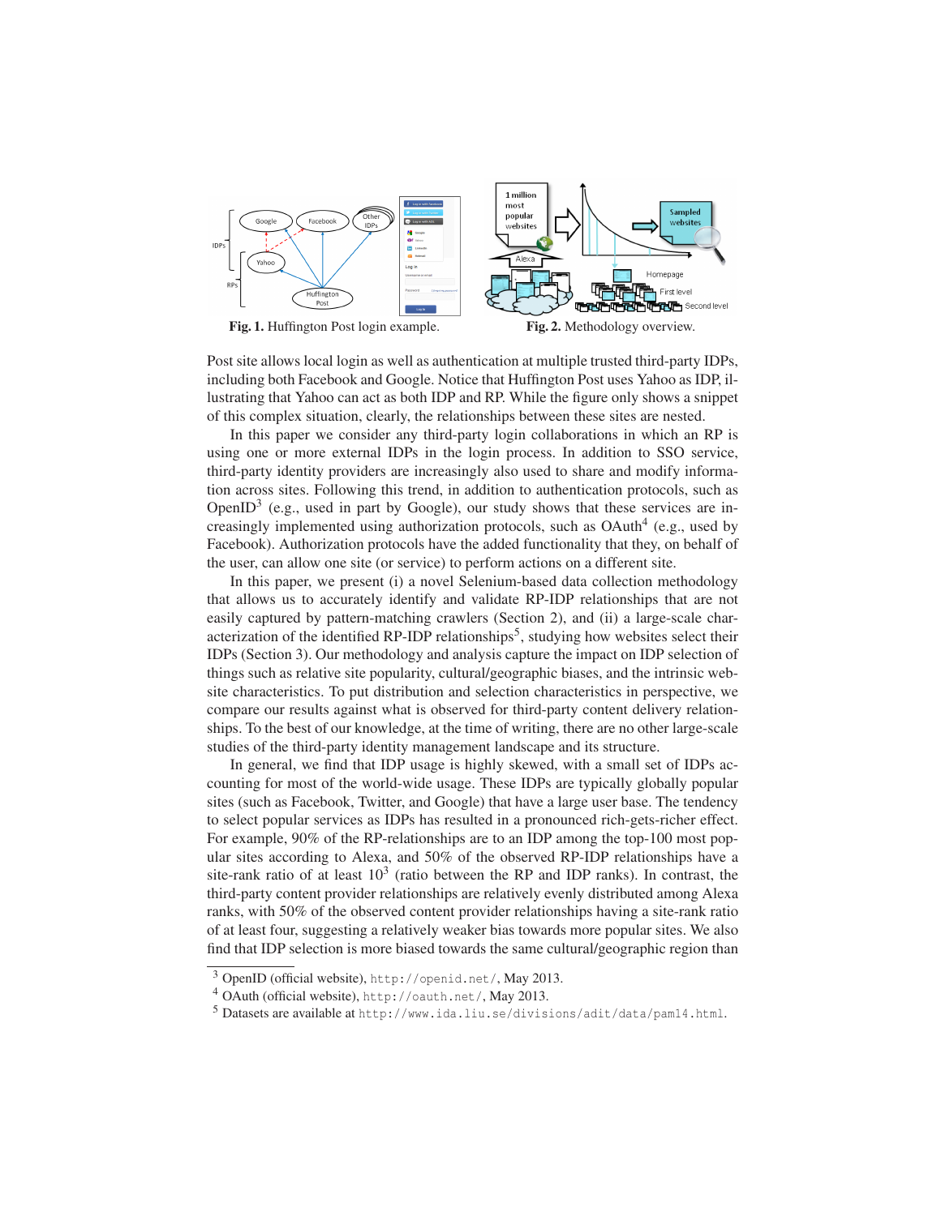Fig. 1. Huffington Post login example.

Fig. 2. Methodology overview.

Post site allows local login as well as authentication at multiple trusted third-party IDPs, including both Facebook and Google. Notice that Huffington Post uses Yahoo as IDP, illustrating that Yahoo can act as both IDP and RP. While the figure only shows a snippet of this complex situation, clearly, the relationships between these sites are nested.

In this paper we consider any third-party login collaborations in which an RP is using one or more external IDPs in the login process. In addition to SSO service, third-party identity providers are increasingly also used to share and modify information across sites. Following this trend, in addition to authentication protocols, such as OpenID[3] (e.g., used in part by Google), our study shows that these services are increasingly implemented using authorization protocols, such as OAuth[4] (e.g., used by Facebook). Authorization protocols have the added functionality that they, on behalf of the user, can allow one site (or service) to perform actions on a different site.

In this paper, we present (i) a novel Selenium-based data collection methodology that allows us to accurately identify and validate RP-IDP relationships that are not easily captured by pattern-matching crawlers (Section 2), and (ii) a large-scale characterization of the identified RP-IDP relationships[5], studying how websites select their IDPs (Section 3). Our methodology and analysis capture the impact on IDP selection of things such as relative site popularity, cultural/geographic biases, and the intrinsic website characteristics. To put distribution and selection characteristics in perspective, we compare our results against what is observed for third-party content delivery relationships. To the best of our knowledge, at the time of writing, there are no other large-scale studies of the third-party identity management landscape and its structure.

In general, we find that IDP usage is highly skewed, with a small set of IDPs accounting for most of the world-wide usage. These IDPs are typically globally popular sites (such as Facebook, Twitter, and Google) that have a large user base. The tendency to select popular services as IDPs has resulted in a pronounced rich-gets-richer effect. For example, 90% of the RP-relationships are to an IDP among the top-100 most popular sites according to Alexa, and 50% of the observed RP-IDP relationships have a site-rank ratio of at least $10^3$ (ratio between the RP and IDP ranks). In contrast, the third-party content provider relationships are relatively evenly distributed among Alexa ranks, with 50% of the observed content provider relationships having a site-rank ratio of at least four, suggesting a relatively weaker bias towards more popular sites. We also find that IDP selection is more biased towards the same cultural/geographic region than

[3] OpenID (official website), http://openid.net/, May 2013.

[4] OAuth (official website), http://oauth.net/, May 2013.

[5] Datasets are available at http://www.ida.liu.se/divisions/adit/data/pam14.html.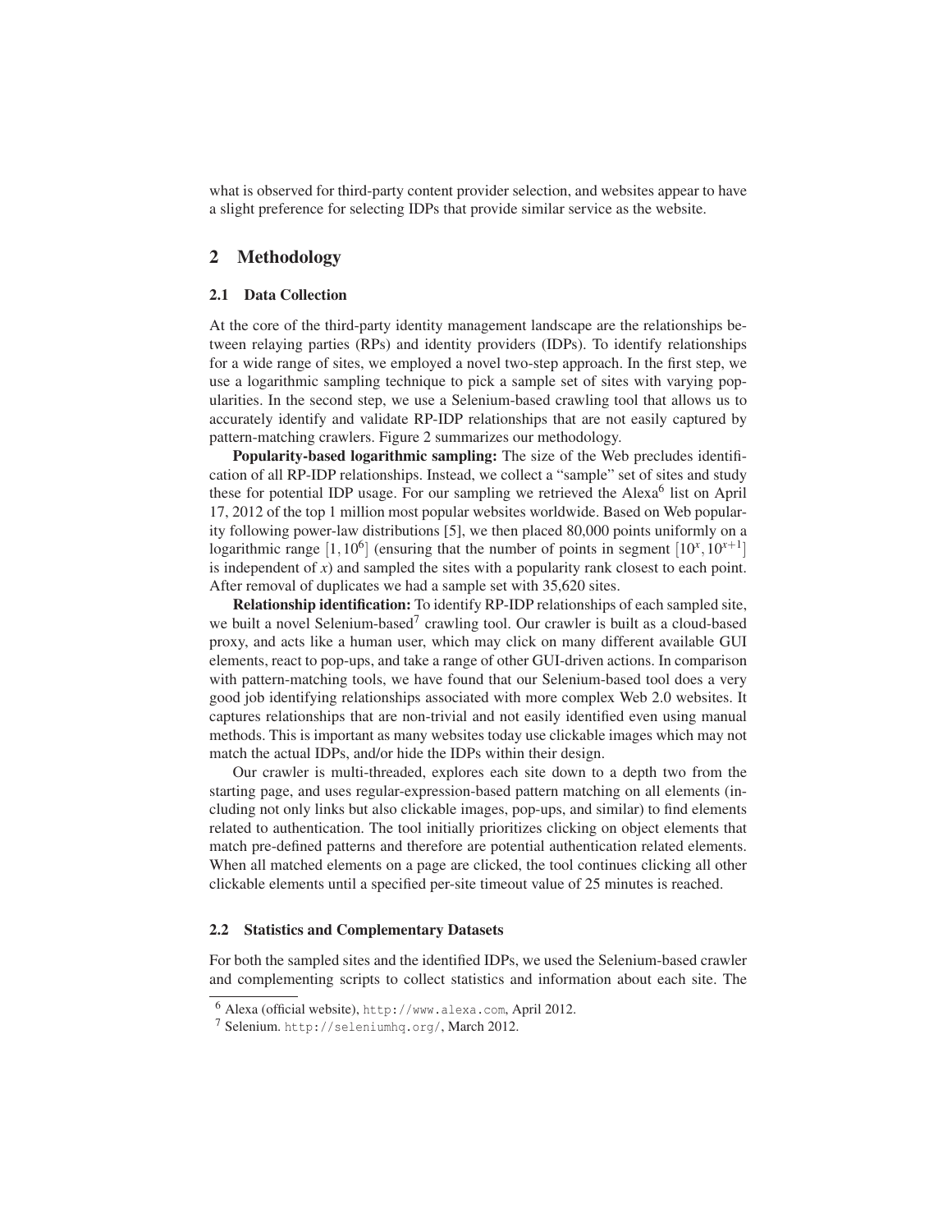what is observed for third-party content provider selection, and websites appear to have a slight preference for selecting IDPs that provide similar service as the website.

## 2 Methodology

### 2.1 Data Collection

At the core of the third-party identity management landscape are the relationships between relaying parties (RPs) and identity providers (IDPs). To identify relationships for a wide range of sites, we employed a novel two-step approach. In the first step, we use a logarithmic sampling technique to pick a sample set of sites with varying popularities. In the second step, we use a Selenium-based crawling tool that allows us to accurately identify and validate RP-IDP relationships that are not easily captured by pattern-matching crawlers. Figure 2 summarizes our methodology.

**Popularity-based logarithmic sampling:** The size of the Web precludes identification of all RP-IDP relationships. Instead, we collect a "sample" set of sites and study these for potential IDP usage. For our sampling we retrieved the Alexa[6] list on April 17, 2012 of the top 1 million most popular websites worldwide. Based on Web popularity following power-law distributions [5], we then placed 80,000 points uniformly on a logarithmic range $[1, 10^6]$ (ensuring that the number of points in segment $[10^x, 10^{x+1}]$ is independent of $x$) and sampled the sites with a popularity rank closest to each point. After removal of duplicates we had a sample set with 35,620 sites.

**Relationship identification:** To identify RP-IDP relationships of each sampled site, we built a novel Selenium-based[7] crawling tool. Our crawler is built as a cloud-based proxy, and acts like a human user, which may click on many different available GUI elements, react to pop-ups, and take a range of other GUI-driven actions. In comparison with pattern-matching tools, we have found that our Selenium-based tool does a very good job identifying relationships associated with more complex Web 2.0 websites. It captures relationships that are non-trivial and not easily identified even using manual methods. This is important as many websites today use clickable images which may not match the actual IDPs, and/or hide the IDPs within their design.

Our crawler is multi-threaded, explores each site down to a depth two from the starting page, and uses regular-expression-based pattern matching on all elements (including not only links but also clickable images, pop-ups, and similar) to find elements related to authentication. The tool initially prioritizes clicking on object elements that match pre-defined patterns and therefore are potential authentication related elements. When all matched elements on a page are clicked, the tool continues clicking all other clickable elements until a specified per-site timeout value of 25 minutes is reached.

### 2.2 Statistics and Complementary Datasets

For both the sampled sites and the identified IDPs, we used the Selenium-based crawler and complementing scripts to collect statistics and information about each site. The

[6] Alexa (official website), http://www.alexa.com, April 2012.

[7] Selenium. http://seleniumhq.org/, March 2012.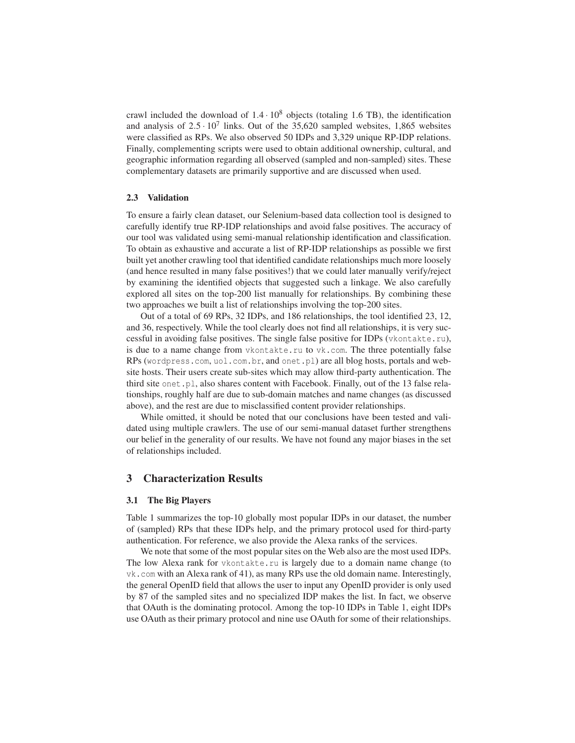crawl included the download of $1.4 \cdot 10^8$ objects (totaling 1.6 TB), the identification and analysis of $2.5 \cdot 10^7$ links. Out of the 35,620 sampled websites, 1,865 websites were classified as RPs. We also observed 50 IDPs and 3,329 unique RP-IDP relations. Finally, complementing scripts were used to obtain additional ownership, cultural, and geographic information regarding all observed (sampled and non-sampled) sites. These complementary datasets are primarily supportive and are discussed when used.

### 2.3 Validation

To ensure a fairly clean dataset, our Selenium-based data collection tool is designed to carefully identify true RP-IDP relationships and avoid false positives. The accuracy of our tool was validated using semi-manual relationship identification and classification. To obtain as exhaustive and accurate a list of RP-IDP relationships as possible we first built yet another crawling tool that identified candidate relationships much more loosely (and hence resulted in many false positives!) that we could later manually verify/reject by examining the identified objects that suggested such a linkage. We also carefully explored all sites on the top-200 list manually for relationships. By combining these two approaches we built a list of relationships involving the top-200 sites.

Out of a total of 69 RPs, 32 IDPs, and 186 relationships, the tool identified 23, 12, and 36, respectively. While the tool clearly does not find all relationships, it is very successful in avoiding false positives. The single false positive for IDPs (`vkontakte.ru`), is due to a name change from `vkontakte.ru` to `vk.com`. The three potentially false RPs (`wordpress.com`, `uol.com.br`, and `onet.pl`) are all blog hosts, portals and website hosts. Their users create sub-sites which may allow third-party authentication. The third site `onet.pl`, also shares content with Facebook. Finally, out of the 13 false relationships, roughly half are due to sub-domain matches and name changes (as discussed above), and the rest are due to misclassified content provider relationships.

While omitted, it should be noted that our conclusions have been tested and validated using multiple crawlers. The use of our semi-manual dataset further strengthens our belief in the generality of our results. We have not found any major biases in the set of relationships included.

## 3 Characterization Results

### 3.1 The Big Players

Table 1 summarizes the top-10 globally most popular IDPs in our dataset, the number of (sampled) RPs that these IDPs help, and the primary protocol used for third-party authentication. For reference, we also provide the Alexa ranks of the services.

We note that some of the most popular sites on the Web also are the most used IDPs. The low Alexa rank for `vkontakte.ru` is largely due to a domain name change (to `vk.com` with an Alexa rank of 41), as many RPs use the old domain name. Interestingly, the general OpenID field that allows the user to input any OpenID provider is only used by 87 of the sampled sites and no specialized IDP makes the list. In fact, we observe that OAuth is the dominating protocol. Among the top-10 IDPs in Table 1, eight IDPs use OAuth as their primary protocol and nine use OAuth for some of their relationships.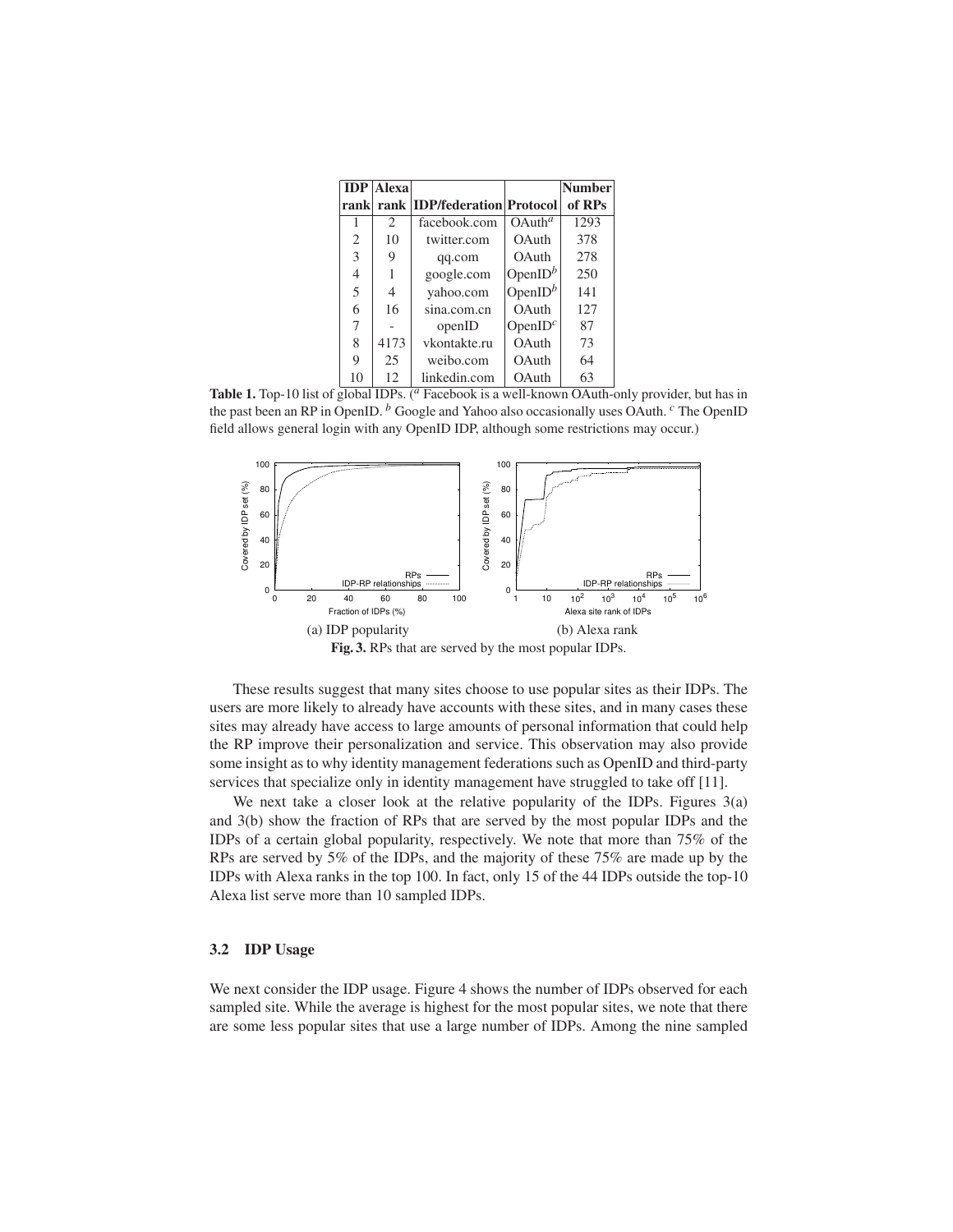| IDP rank | Alexa rank | IDP/federation | Protocol | Number of RPs |
|---|---|---|---|---|
| 1 | 2 | facebook.com | OAuth[a] | 1293 |
| 2 | 10 | twitter.com | OAuth | 378 |
| 3 | 9 | qq.com | OAuth | 278 |
| 4 | 1 | google.com | OpenID[b] | 250 |
| 5 | 4 | yahoo.com | OpenID[b] | 141 |
| 6 | 16 | sina.com.cn | OAuth | 127 |
| 7 | - | openID | OpenID[c] | 87 |
| 8 | 4173 | vkontakte.ru | OAuth | 73 |
| 9 | 25 | weibo.com | OAuth | 64 |
| 10 | 12 | linkedin.com | OAuth | 63 |

**Table 1.** Top-10 list of global IDPs. ([a] Facebook is a well-known OAuth-only provider, but has in the past been an RP in OpenID. [b] Google and Yahoo also occasionally uses OAuth. [c] The OpenID field allows general login with any OpenID IDP, although some restrictions may occur.)

(a) IDP popularity (b) Alexa rank

**Fig. 3.** RPs that are served by the most popular IDPs.

These results suggest that many sites choose to use popular sites as their IDPs. The users are more likely to already have accounts with these sites, and in many cases these sites may already have access to large amounts of personal information that could help the RP improve their personalization and service. This observation may also provide some insight as to why identity management federations such as OpenID and third-party services that specialize only in identity management have struggled to take off [11].

We next take a closer look at the relative popularity of the IDPs. Figures 3(a) and 3(b) show the fraction of RPs that are served by the most popular IDPs and the IDPs of a certain global popularity, respectively. We note that more than 75% of the RPs are served by 5% of the IDPs, and the majority of these 75% are made up by the IDPs with Alexa ranks in the top 100. In fact, only 15 of the 44 IDPs outside the top-10 Alexa list serve more than 10 sampled IDPs.

### 3.2 IDP Usage

We next consider the IDP usage. Figure 4 shows the number of IDPs observed for each sampled site. While the average is highest for the most popular sites, we note that there are some less popular sites that use a large number of IDPs. Among the nine sampled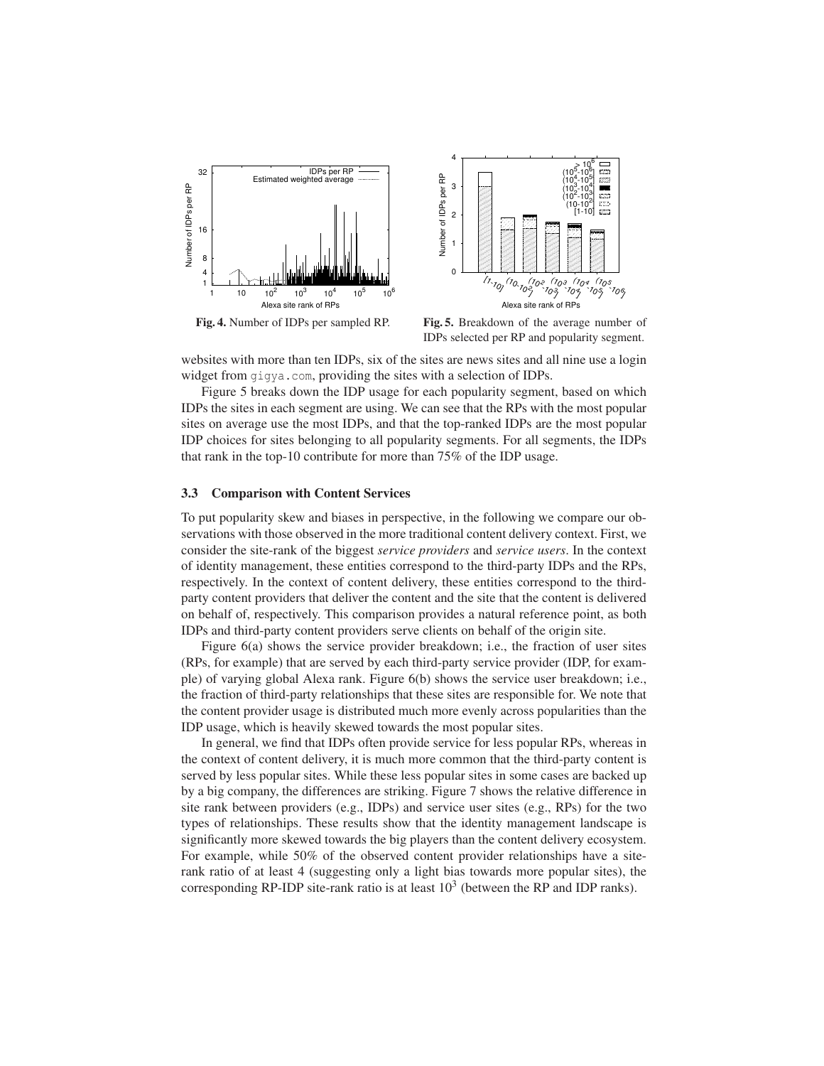**Fig. 4.** Number of IDPs per sampled RP.

**Fig. 5.** Breakdown of the average number of IDPs selected per RP and popularity segment.

websites with more than ten IDPs, six of the sites are news sites and all nine use a login widget from gigya.com, providing the sites with a selection of IDPs.

Figure 5 breaks down the IDP usage for each popularity segment, based on which IDPs the sites in each segment are using. We can see that the RPs with the most popular sites on average use the most IDPs, and that the top-ranked IDPs are the most popular IDP choices for sites belonging to all popularity segments. For all segments, the IDPs that rank in the top-10 contribute for more than 75% of the IDP usage.

### 3.3 Comparison with Content Services

To put popularity skew and biases in perspective, in the following we compare our observations with those observed in the more traditional content delivery context. First, we consider the site-rank of the biggest *service providers* and *service users*. In the context of identity management, these entities correspond to the third-party IDPs and the RPs, respectively. In the context of content delivery, these entities correspond to the third-party content providers that deliver the content and the site that the content is delivered on behalf of, respectively. This comparison provides a natural reference point, as both IDPs and third-party content providers serve clients on behalf of the origin site.

Figure 6(a) shows the service provider breakdown; i.e., the fraction of user sites (RPs, for example) that are served by each third-party service provider (IDP, for example) of varying global Alexa rank. Figure 6(b) shows the service user breakdown; i.e., the fraction of third-party relationships that these sites are responsible for. We note that the content provider usage is distributed much more evenly across popularities than the IDP usage, which is heavily skewed towards the most popular sites.

In general, we find that IDPs often provide service for less popular RPs, whereas in the context of content delivery, it is much more common that the third-party content is served by less popular sites. While these less popular sites in some cases are backed up by a big company, the differences are striking. Figure 7 shows the relative difference in site rank between providers (e.g., IDPs) and service user sites (e.g., RPs) for the two types of relationships. These results show that the identity management landscape is significantly more skewed towards the big players than the content delivery ecosystem. For example, while 50% of the observed content provider relationships have a site-rank ratio of at least 4 (suggesting only a light bias towards more popular sites), the corresponding RP-IDP site-rank ratio is at least $10^3$ (between the RP and IDP ranks).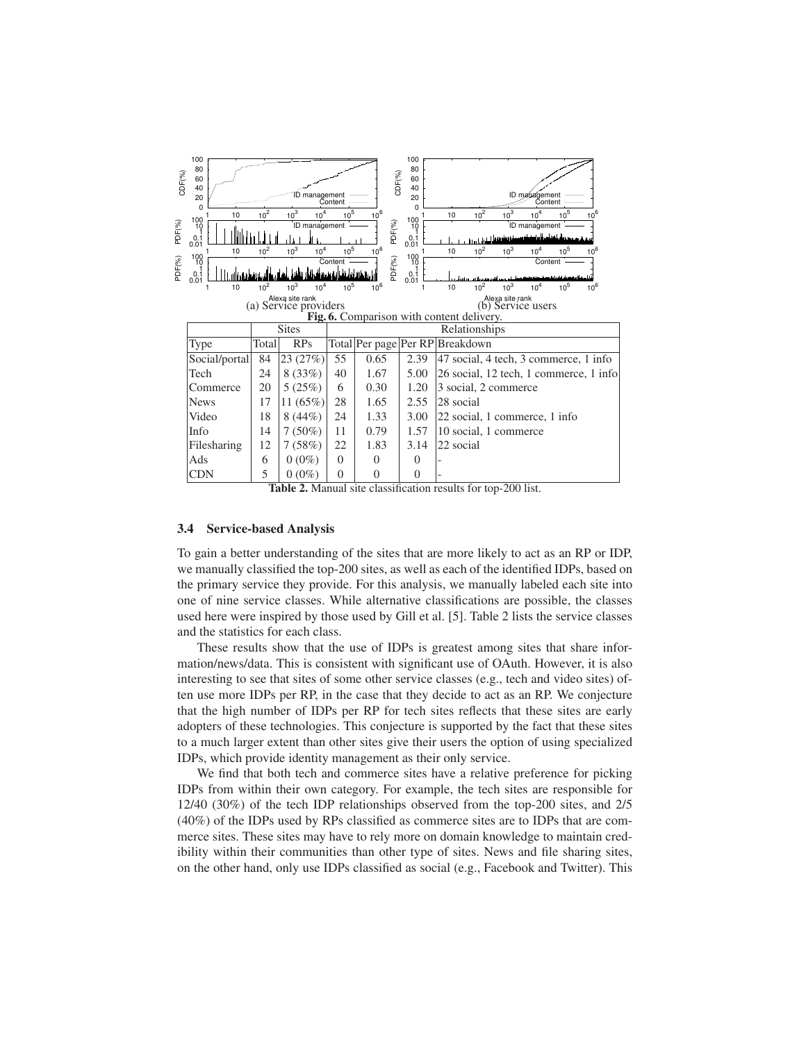Fig. 6. Comparison with content delivery.

| | Sites | | Relationships | | | |
|---|---|---|---|---|---|---|
| Type | Total | RPs | Total | Per page | Per RP | Breakdown |
| Social/portal | 84 | 23 (27%) | 55 | 0.65 | 2.39 | 47 social, 4 tech, 3 commerce, 1 info |
| Tech | 24 | 8 (33%) | 40 | 1.67 | 5.00 | 26 social, 12 tech, 1 commerce, 1 info |
| Commerce | 20 | 5 (25%) | 6 | 0.30 | 1.20 | 3 social, 2 commerce |
| News | 17 | 11 (65%) | 28 | 1.65 | 2.55 | 28 social |
| Video | 18 | 8 (44%) | 24 | 1.33 | 3.00 | 22 social, 1 commerce, 1 info |
| Info | 14 | 7 (50%) | 11 | 0.79 | 1.57 | 10 social, 1 commerce |
| Filesharing | 12 | 7 (58%) | 22 | 1.83 | 3.14 | 22 social |
| Ads | 6 | 0 (0%) | 0 | 0 | 0 | - |
| CDN | 5 | 0 (0%) | 0 | 0 | 0 | - |

**Table 2.** Manual site classification results for top-200 list.

### 3.4 Service-based Analysis

To gain a better understanding of the sites that are more likely to act as an RP or IDP, we manually classified the top-200 sites, as well as each of the identified IDPs, based on the primary service they provide. For this analysis, we manually labeled each site into one of nine service classes. While alternative classifications are possible, the classes used here were inspired by those used by Gill et al. [5]. Table 2 lists the service classes and the statistics for each class.

These results show that the use of IDPs is greatest among sites that share information/news/data. This is consistent with significant use of OAuth. However, it is also interesting to see that sites of some other service classes (e.g., tech and video sites) often use more IDPs per RP, in the case that they decide to act as an RP. We conjecture that the high number of IDPs per RP for tech sites reflects that these sites are early adopters of these technologies. This conjecture is supported by the fact that these sites to a much larger extent than other sites give their users the option of using specialized IDPs, which provide identity management as their only service.

We find that both tech and commerce sites have a relative preference for picking IDPs from within their own category. For example, the tech sites are responsible for 12/40 (30%) of the tech IDP relationships observed from the top-200 sites, and 2/5 (40%) of the IDPs used by RPs classified as commerce sites are to IDPs that are commerce sites. These sites may have to rely more on domain knowledge to maintain credibility within their communities than other type of sites. News and file sharing sites, on the other hand, only use IDPs classified as social (e.g., Facebook and Twitter). This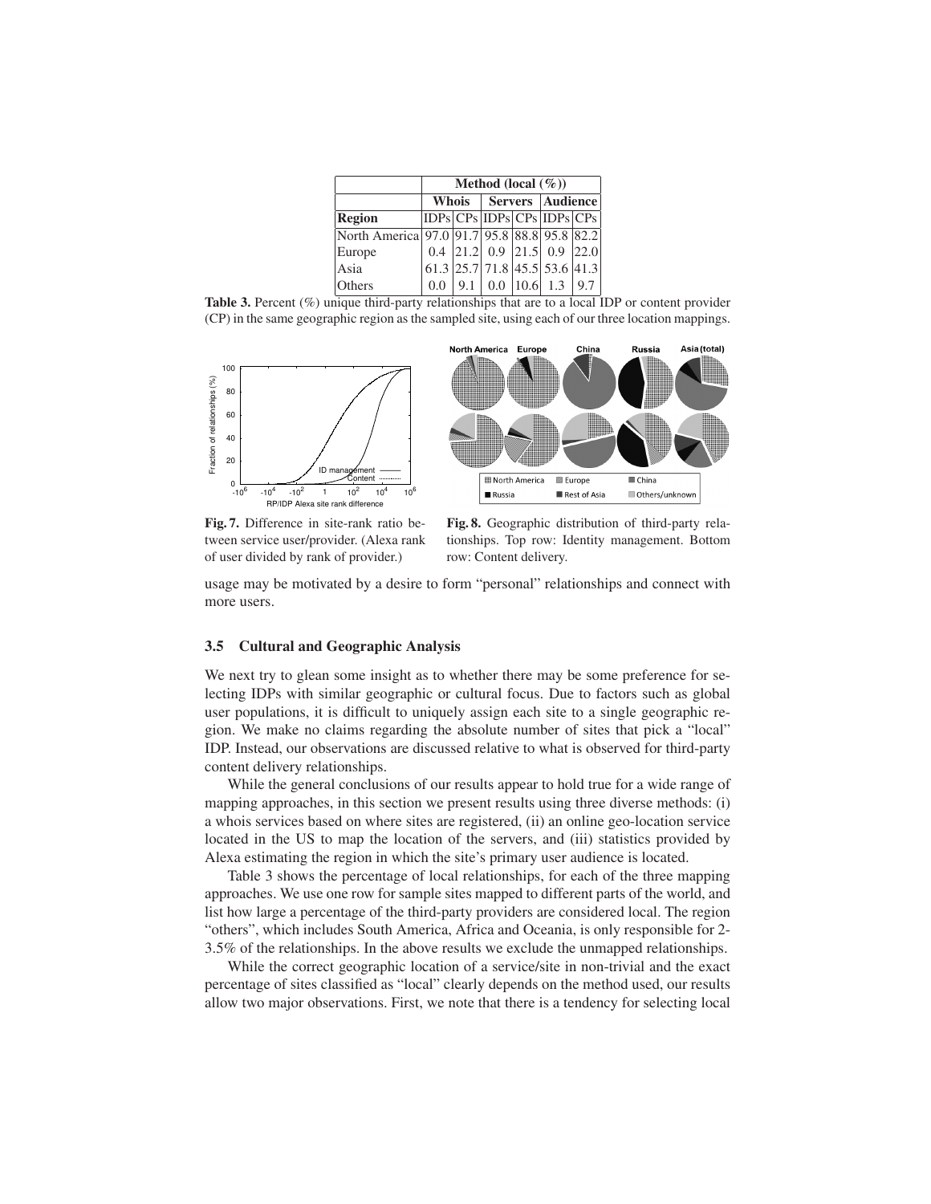| | Method (local (%)) | | | | | |
|---|---|---|---|---|---|---|
| | Whois | | Servers | | Audience | |
| **Region** | IDPs | CPs | IDPs | CPs | IDPs | CPs |
| North America | 97.0 | 91.7 | 95.8 | 88.8 | 95.8 | 82.2 |
| Europe | 0.4 | 21.2 | 0.9 | 21.5 | 0.9 | 22.0 |
| Asia | 61.3 | 25.7 | 71.8 | 45.5 | 53.6 | 41.3 |
| Others | 0.0 | 9.1 | 0.0 | 10.6 | 1.3 | 9.7 |

**Table 3.** Percent (%) unique third-party relationships that are to a local IDP or content provider (CP) in the same geographic region as the sampled site, using each of our three location mappings.

**Fig. 7.** Difference in site-rank ratio between service user/provider. (Alexa rank of user divided by rank of provider.)

**Fig. 8.** Geographic distribution of third-party relationships. Top row: Identity management. Bottom row: Content delivery.

usage may be motivated by a desire to form "personal" relationships and connect with more users.

### 3.5 Cultural and Geographic Analysis

We next try to glean some insight as to whether there may be some preference for selecting IDPs with similar geographic or cultural focus. Due to factors such as global user populations, it is difficult to uniquely assign each site to a single geographic region. We make no claims regarding the absolute number of sites that pick a "local" IDP. Instead, our observations are discussed relative to what is observed for third-party content delivery relationships.

While the general conclusions of our results appear to hold true for a wide range of mapping approaches, in this section we present results using three diverse methods: (i) a whois services based on where sites are registered, (ii) an online geo-location service located in the US to map the location of the servers, and (iii) statistics provided by Alexa estimating the region in which the site's primary user audience is located.

Table 3 shows the percentage of local relationships, for each of the three mapping approaches. We use one row for sample sites mapped to different parts of the world, and list how large a percentage of the third-party providers are considered local. The region "others", which includes South America, Africa and Oceania, is only responsible for 2-3.5% of the relationships. In the above results we exclude the unmapped relationships.

While the correct geographic location of a service/site in non-trivial and the exact percentage of sites classified as "local" clearly depends on the method used, our results allow two major observations. First, we note that there is a tendency for selecting local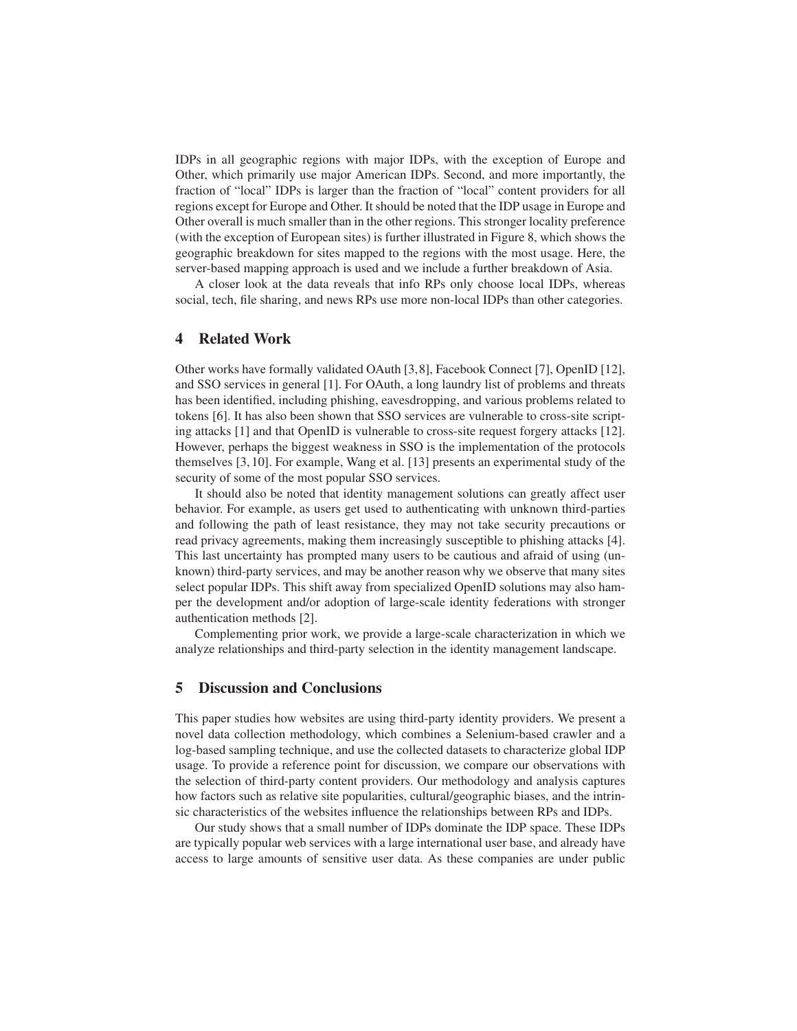IDPs in all geographic regions with major IDPs, with the exception of Europe and Other, which primarily use major American IDPs. Second, and more importantly, the fraction of "local" IDPs is larger than the fraction of "local" content providers for all regions except for Europe and Other. It should be noted that the IDP usage in Europe and Other overall is much smaller than in the other regions. This stronger locality preference (with the exception of European sites) is further illustrated in Figure 8, which shows the geographic breakdown for sites mapped to the regions with the most usage. Here, the server-based mapping approach is used and we include a further breakdown of Asia.

A closer look at the data reveals that info RPs only choose local IDPs, whereas social, tech, file sharing, and news RPs use more non-local IDPs than other categories.

## 4 Related Work

Other works have formally validated OAuth [3,8], Facebook Connect [7], OpenID [12], and SSO services in general [1]. For OAuth, a long laundry list of problems and threats has been identified, including phishing, eavesdropping, and various problems related to tokens [6]. It has also been shown that SSO services are vulnerable to cross-site scripting attacks [1] and that OpenID is vulnerable to cross-site request forgery attacks [12]. However, perhaps the biggest weakness in SSO is the implementation of the protocols themselves [3,10]. For example, Wang et al. [13] presents an experimental study of the security of some of the most popular SSO services.

It should also be noted that identity management solutions can greatly affect user behavior. For example, as users get used to authenticating with unknown third-parties and following the path of least resistance, they may not take security precautions or read privacy agreements, making them increasingly susceptible to phishing attacks [4]. This last uncertainty has prompted many users to be cautious and afraid of using (unknown) third-party services, and may be another reason why we observe that many sites select popular IDPs. This shift away from specialized OpenID solutions may also hamper the development and/or adoption of large-scale identity federations with stronger authentication methods [2].

Complementing prior work, we provide a large-scale characterization in which we analyze relationships and third-party selection in the identity management landscape.

## 5 Discussion and Conclusions

This paper studies how websites are using third-party identity providers. We present a novel data collection methodology, which combines a Selenium-based crawler and a log-based sampling technique, and use the collected datasets to characterize global IDP usage. To provide a reference point for discussion, we compare our observations with the selection of third-party content providers. Our methodology and analysis captures how factors such as relative site popularities, cultural/geographic biases, and the intrinsic characteristics of the websites influence the relationships between RPs and IDPs.

Our study shows that a small number of IDPs dominate the IDP space. These IDPs are typically popular web services with a large international user base, and already have access to large amounts of sensitive user data. As these companies are under public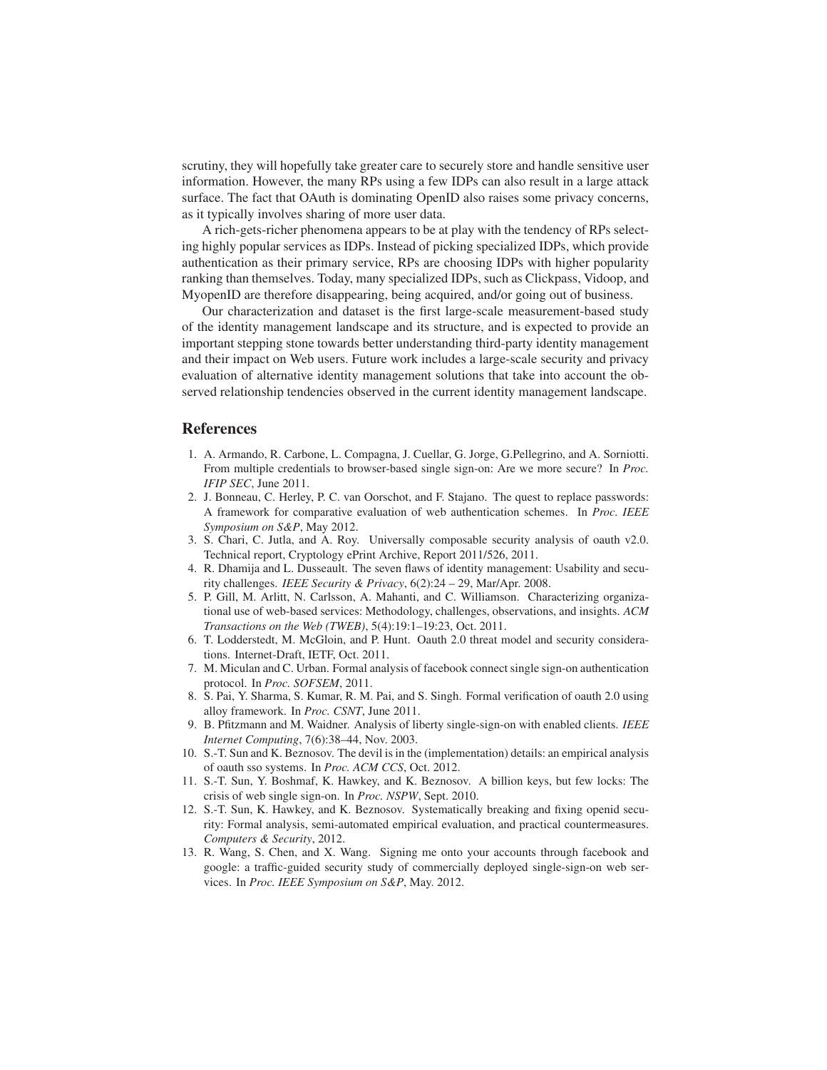scrutiny, they will hopefully take greater care to securely store and handle sensitive user information. However, the many RPs using a few IDPs can also result in a large attack surface. The fact that OAuth is dominating OpenID also raises some privacy concerns, as it typically involves sharing of more user data.

A rich-gets-richer phenomena appears to be at play with the tendency of RPs selecting highly popular services as IDPs. Instead of picking specialized IDPs, which provide authentication as their primary service, RPs are choosing IDPs with higher popularity ranking than themselves. Today, many specialized IDPs, such as Clickpass, Vidoop, and MyopenID are therefore disappearing, being acquired, and/or going out of business.

Our characterization and dataset is the first large-scale measurement-based study of the identity management landscape and its structure, and is expected to provide an important stepping stone towards better understanding third-party identity management and their impact on Web users. Future work includes a large-scale security and privacy evaluation of alternative identity management solutions that take into account the observed relationship tendencies observed in the current identity management landscape.

## References

1. A. Armando, R. Carbone, L. Compagna, J. Cuellar, G. Jorge, G.Pellegrino, and A. Sorniotti. From multiple credentials to browser-based single sign-on: Are we more secure? In *Proc. IFIP SEC*, June 2011.
2. J. Bonneau, C. Herley, P. C. van Oorschot, and F. Stajano. The quest to replace passwords: A framework for comparative evaluation of web authentication schemes. In *Proc. IEEE Symposium on S&P*, May 2012.
3. S. Chari, C. Jutla, and A. Roy. Universally composable security analysis of oauth v2.0. Technical report, Cryptology ePrint Archive, Report 2011/526, 2011.
4. R. Dhamija and L. Dusseault. The seven flaws of identity management: Usability and security challenges. *IEEE Security & Privacy*, 6(2):24 – 29, Mar/Apr. 2008.
5. P. Gill, M. Arlitt, N. Carlsson, A. Mahanti, and C. Williamson. Characterizing organizational use of web-based services: Methodology, challenges, observations, and insights. *ACM Transactions on the Web (TWEB)*, 5(4):19:1–19:23, Oct. 2011.
6. T. Lodderstedt, M. McGloin, and P. Hunt. Oauth 2.0 threat model and security considerations. Internet-Draft, IETF, Oct. 2011.
7. M. Miculan and C. Urban. Formal analysis of facebook connect single sign-on authentication protocol. In *Proc. SOFSEM*, 2011.
8. S. Pai, Y. Sharma, S. Kumar, R. M. Pai, and S. Singh. Formal verification of oauth 2.0 using alloy framework. In *Proc. CSNT*, June 2011.
9. B. Pfitzmann and M. Waidner. Analysis of liberty single-sign-on with enabled clients. *IEEE Internet Computing*, 7(6):38–44, Nov. 2003.
10. S.-T. Sun and K. Beznosov. The devil is in the (implementation) details: an empirical analysis of oauth sso systems. In *Proc. ACM CCS*, Oct. 2012.
11. S.-T. Sun, Y. Boshmaf, K. Hawkey, and K. Beznosov. A billion keys, but few locks: The crisis of web single sign-on. In *Proc. NSPW*, Sept. 2010.
12. S.-T. Sun, K. Hawkey, and K. Beznosov. Systematically breaking and fixing openid security: Formal analysis, semi-automated empirical evaluation, and practical countermeasures. *Computers & Security*, 2012.
13. R. Wang, S. Chen, and X. Wang. Signing me onto your accounts through facebook and google: a traffic-guided security study of commercially deployed single-sign-on web services. In *Proc. IEEE Symposium on S&P*, May. 2012.